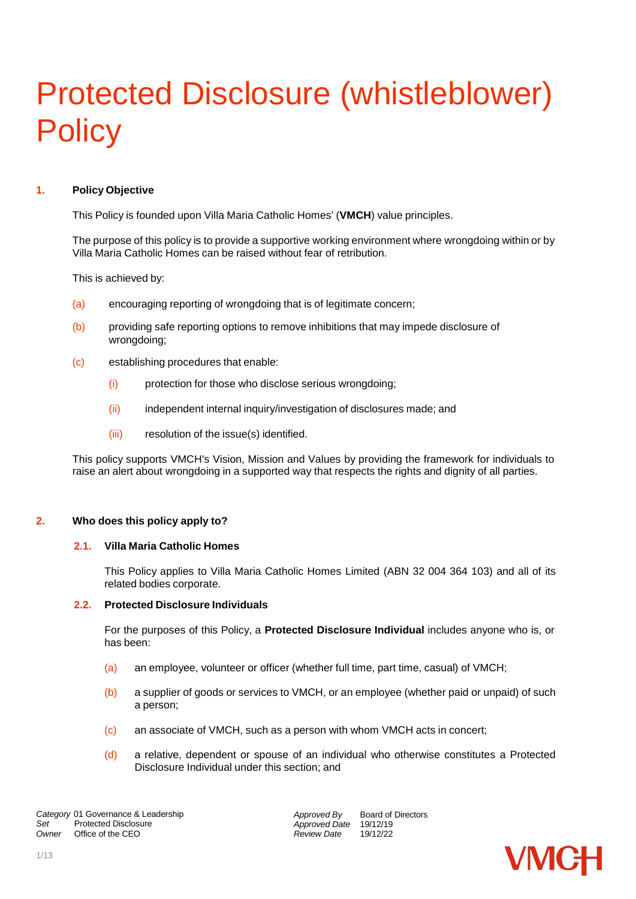# Protected Disclosure (whistleblower) Policy

## 1. Policy Objective

This Policy is founded upon Villa Maria Catholic Homes' (**VMCH**) value principles.

The purpose of this policy is to provide a supportive working environment where wrongdoing within or by Villa Maria Catholic Homes can be raised without fear of retribution.

This is achieved by:

(a) encouraging reporting of wrongdoing that is of legitimate concern;

(b) providing safe reporting options to remove inhibitions that may impede disclosure of wrongdoing;

(c) establishing procedures that enable:

  (i) protection for those who disclose serious wrongdoing;

  (ii) independent internal inquiry/investigation of disclosures made; and

  (iii) resolution of the issue(s) identified.

This policy supports VMCH's Vision, Mission and Values by providing the framework for individuals to raise an alert about wrongdoing in a supported way that respects the rights and dignity of all parties.

## 2. Who does this policy apply to?

### 2.1. Villa Maria Catholic Homes

This Policy applies to Villa Maria Catholic Homes Limited (ABN 32 004 364 103) and all of its related bodies corporate.

### 2.2. Protected Disclosure Individuals

For the purposes of this Policy, a **Protected Disclosure Individual** includes anyone who is, or has been:

(a) an employee, volunteer or officer (whether full time, part time, casual) of VMCH;

(b) a supplier of goods or services to VMCH, or an employee (whether paid or unpaid) of such a person;

(c) an associate of VMCH, such as a person with whom VMCH acts in concert;

(d) a relative, dependent or spouse of an individual who otherwise constitutes a Protected Disclosure Individual under this section; and

*Category* 01 Governance & Leadership
*Set* Protected Disclosure
*Owner* Office of the CEO

*Approved By* Board of Directors
*Approved Date* 19/12/19
*Review Date* 19/12/22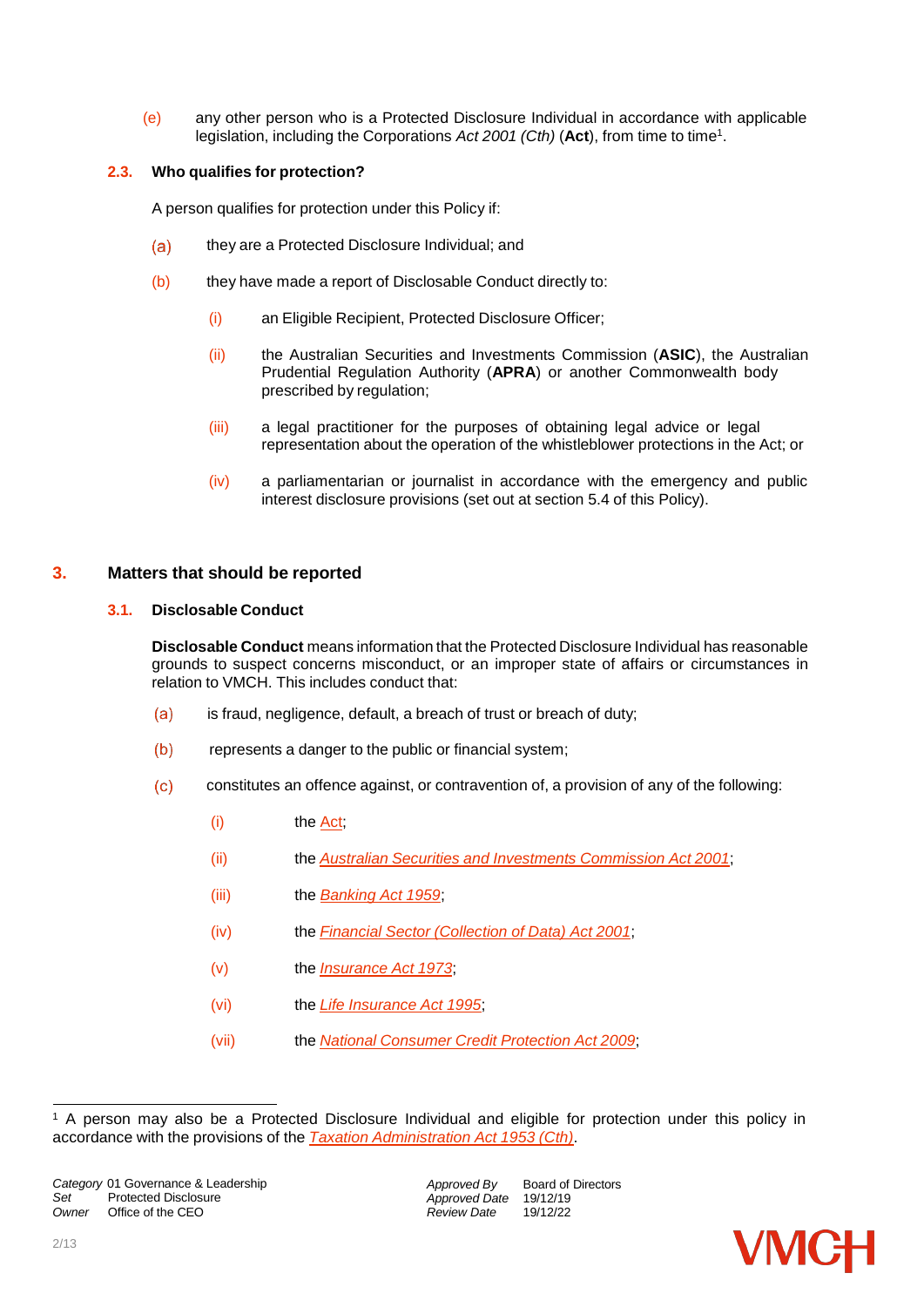(e) any other person who is a Protected Disclosure Individual in accordance with applicable legislation, including the Corporations *Act 2001 (Cth)* (**Act**), from time to time[1].

### 2.3. Who qualifies for protection?

A person qualifies for protection under this Policy if:

(a) they are a Protected Disclosure Individual; and

(b) they have made a report of Disclosable Conduct directly to:

(i) an Eligible Recipient, Protected Disclosure Officer;

(ii) the Australian Securities and Investments Commission (**ASIC**), the Australian Prudential Regulation Authority (**APRA**) or another Commonwealth body prescribed by regulation;

(iii) a legal practitioner for the purposes of obtaining legal advice or legal representation about the operation of the whistleblower protections in the Act; or

(iv) a parliamentarian or journalist in accordance with the emergency and public interest disclosure provisions (set out at section 5.4 of this Policy).

## 3. Matters that should be reported

### 3.1. Disclosable Conduct

**Disclosable Conduct** means information that the Protected Disclosure Individual has reasonable grounds to suspect concerns misconduct, or an improper state of affairs or circumstances in relation to VMCH. This includes conduct that:

(a) is fraud, negligence, default, a breach of trust or breach of duty;

(b) represents a danger to the public or financial system;

(c) constitutes an offence against, or contravention of, a provision of any of the following:

(i) the Act;

(ii) the *Australian Securities and Investments Commission Act 2001*;

(iii) the *Banking Act 1959*;

(iv) the *Financial Sector (Collection of Data) Act 2001*;

(v) the *Insurance Act 1973*;

(vi) the *Life Insurance Act 1995*;

(vii) the *National Consumer Credit Protection Act 2009*;

---

[1] A person may also be a Protected Disclosure Individual and eligible for protection under this policy in accordance with the provisions of the *Taxation Administration Act 1953 (Cth)*.

*Category* 01 Governance & Leadership
*Set* Protected Disclosure
*Owner* Office of the CEO

*Approved By* Board of Directors
*Approved Date* 19/12/19
*Review Date* 19/12/22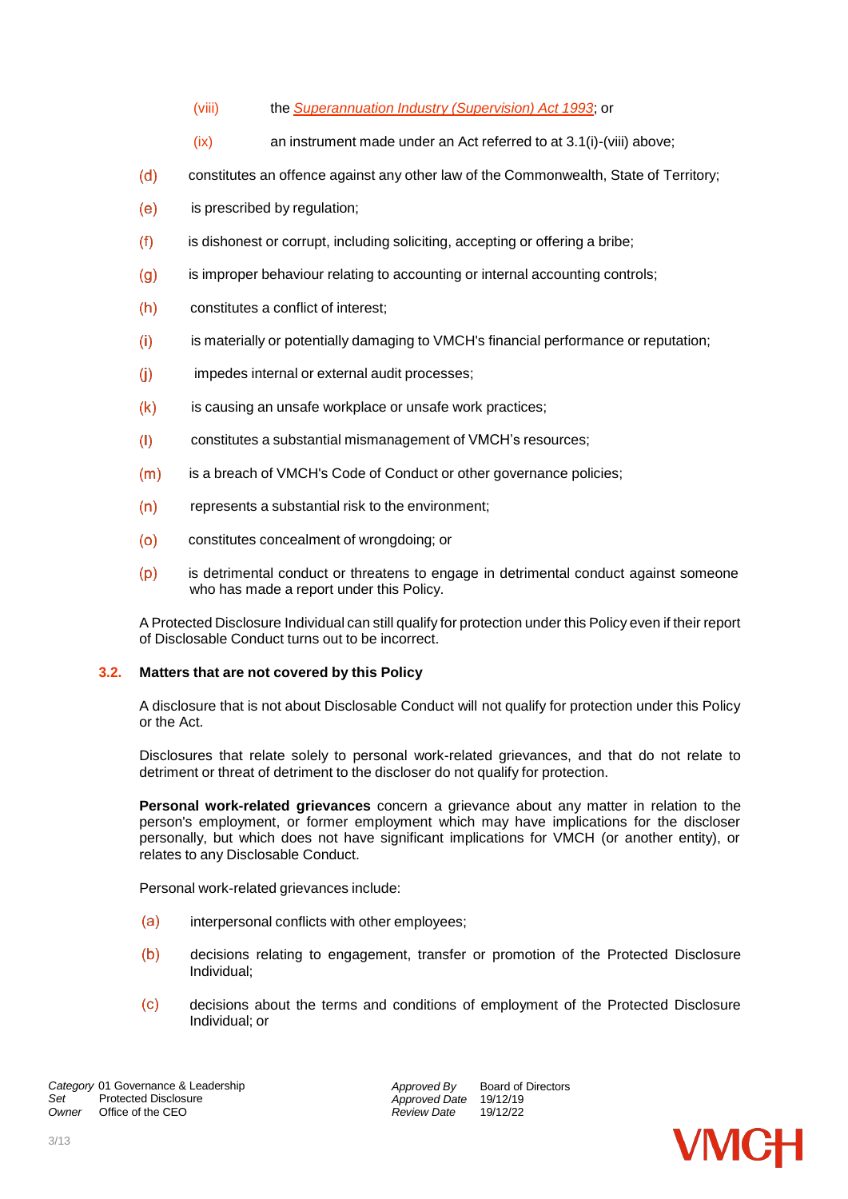(viii) the *Superannuation Industry (Supervision) Act 1993*; or

(ix) an instrument made under an Act referred to at 3.1(i)-(viii) above;

(d) constitutes an offence against any other law of the Commonwealth, State of Territory;

(e) is prescribed by regulation;

(f) is dishonest or corrupt, including soliciting, accepting or offering a bribe;

(g) is improper behaviour relating to accounting or internal accounting controls;

(h) constitutes a conflict of interest;

(i) is materially or potentially damaging to VMCH's financial performance or reputation;

(j) impedes internal or external audit processes;

(k) is causing an unsafe workplace or unsafe work practices;

(l) constitutes a substantial mismanagement of VMCH's resources;

(m) is a breach of VMCH's Code of Conduct or other governance policies;

(n) represents a substantial risk to the environment;

(o) constitutes concealment of wrongdoing; or

(p) is detrimental conduct or threatens to engage in detrimental conduct against someone who has made a report under this Policy.

A Protected Disclosure Individual can still qualify for protection under this Policy even if their report of Disclosable Conduct turns out to be incorrect.

### 3.2. Matters that are not covered by this Policy

A disclosure that is not about Disclosable Conduct will not qualify for protection under this Policy or the Act.

Disclosures that relate solely to personal work-related grievances, and that do not relate to detriment or threat of detriment to the discloser do not qualify for protection.

**Personal work-related grievances** concern a grievance about any matter in relation to the person's employment, or former employment which may have implications for the discloser personally, but which does not have significant implications for VMCH (or another entity), or relates to any Disclosable Conduct.

Personal work-related grievances include:

(a) interpersonal conflicts with other employees;

(b) decisions relating to engagement, transfer or promotion of the Protected Disclosure Individual;

(c) decisions about the terms and conditions of employment of the Protected Disclosure Individual; or

*Category* 01 Governance & Leadership
*Set* Protected Disclosure
*Owner* Office of the CEO

*Approved By* Board of Directors
*Approved Date* 19/12/19
*Review Date* 19/12/22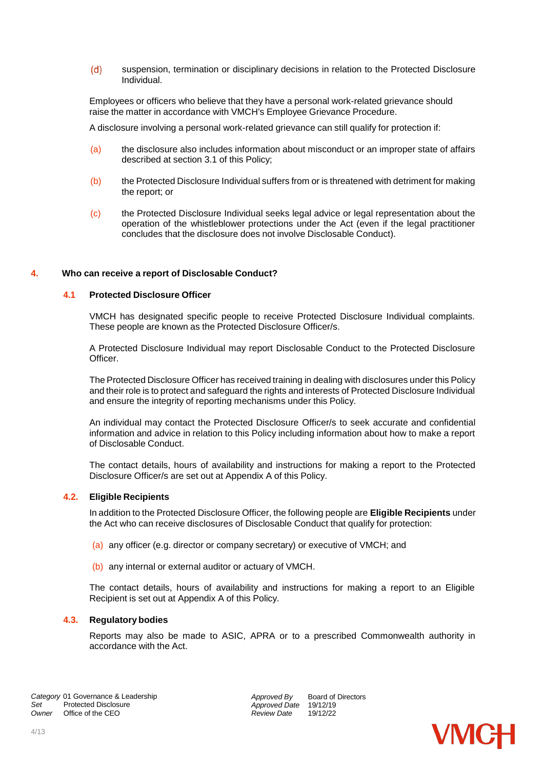(d) suspension, termination or disciplinary decisions in relation to the Protected Disclosure Individual.

Employees or officers who believe that they have a personal work-related grievance should raise the matter in accordance with VMCH's Employee Grievance Procedure.

A disclosure involving a personal work-related grievance can still qualify for protection if:

(a) the disclosure also includes information about misconduct or an improper state of affairs described at section 3.1 of this Policy;

(b) the Protected Disclosure Individual suffers from or is threatened with detriment for making the report; or

(c) the Protected Disclosure Individual seeks legal advice or legal representation about the operation of the whistleblower protections under the Act (even if the legal practitioner concludes that the disclosure does not involve Disclosable Conduct).

## 4. Who can receive a report of Disclosable Conduct?

### 4.1 Protected Disclosure Officer

VMCH has designated specific people to receive Protected Disclosure Individual complaints. These people are known as the Protected Disclosure Officer/s.

A Protected Disclosure Individual may report Disclosable Conduct to the Protected Disclosure Officer.

The Protected Disclosure Officer has received training in dealing with disclosures under this Policy and their role is to protect and safeguard the rights and interests of Protected Disclosure Individual and ensure the integrity of reporting mechanisms under this Policy.

An individual may contact the Protected Disclosure Officer/s to seek accurate and confidential information and advice in relation to this Policy including information about how to make a report of Disclosable Conduct.

The contact details, hours of availability and instructions for making a report to the Protected Disclosure Officer/s are set out at Appendix A of this Policy.

### 4.2. Eligible Recipients

In addition to the Protected Disclosure Officer, the following people are **Eligible Recipients** under the Act who can receive disclosures of Disclosable Conduct that qualify for protection:

(a) any officer (e.g. director or company secretary) or executive of VMCH; and

(b) any internal or external auditor or actuary of VMCH.

The contact details, hours of availability and instructions for making a report to an Eligible Recipient is set out at Appendix A of this Policy.

### 4.3. Regulatory bodies

Reports may also be made to ASIC, APRA or to a prescribed Commonwealth authority in accordance with the Act.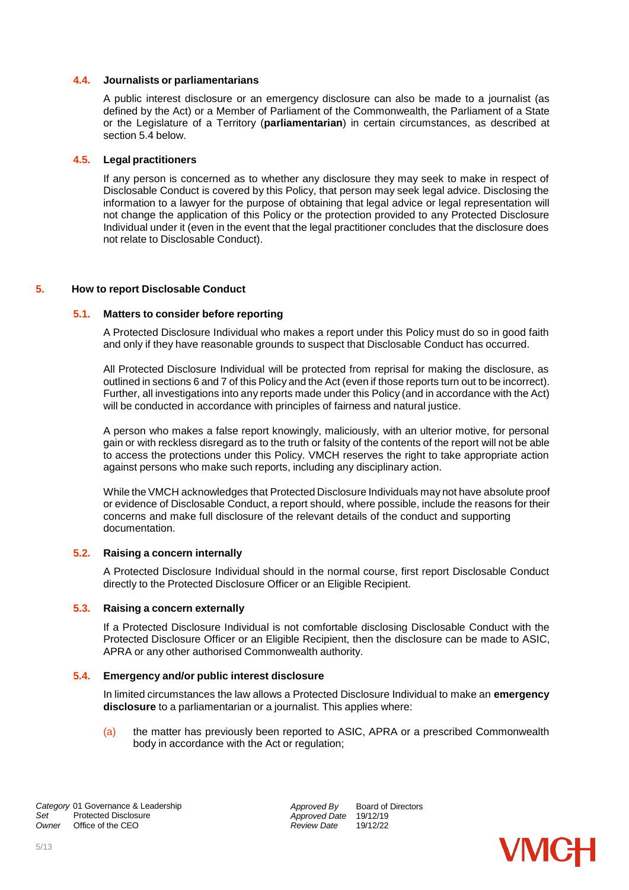### 4.4. Journalists or parliamentarians

A public interest disclosure or an emergency disclosure can also be made to a journalist (as defined by the Act) or a Member of Parliament of the Commonwealth, the Parliament of a State or the Legislature of a Territory (**parliamentarian**) in certain circumstances, as described at section 5.4 below.

### 4.5. Legal practitioners

If any person is concerned as to whether any disclosure they may seek to make in respect of Disclosable Conduct is covered by this Policy, that person may seek legal advice. Disclosing the information to a lawyer for the purpose of obtaining that legal advice or legal representation will not change the application of this Policy or the protection provided to any Protected Disclosure Individual under it (even in the event that the legal practitioner concludes that the disclosure does not relate to Disclosable Conduct).

## 5. How to report Disclosable Conduct

### 5.1. Matters to consider before reporting

A Protected Disclosure Individual who makes a report under this Policy must do so in good faith and only if they have reasonable grounds to suspect that Disclosable Conduct has occurred.

All Protected Disclosure Individual will be protected from reprisal for making the disclosure, as outlined in sections 6 and 7 of this Policy and the Act (even if those reports turn out to be incorrect). Further, all investigations into any reports made under this Policy (and in accordance with the Act) will be conducted in accordance with principles of fairness and natural justice.

A person who makes a false report knowingly, maliciously, with an ulterior motive, for personal gain or with reckless disregard as to the truth or falsity of the contents of the report will not be able to access the protections under this Policy. VMCH reserves the right to take appropriate action against persons who make such reports, including any disciplinary action.

While the VMCH acknowledges that Protected Disclosure Individuals may not have absolute proof or evidence of Disclosable Conduct, a report should, where possible, include the reasons for their concerns and make full disclosure of the relevant details of the conduct and supporting documentation.

### 5.2. Raising a concern internally

A Protected Disclosure Individual should in the normal course, first report Disclosable Conduct directly to the Protected Disclosure Officer or an Eligible Recipient.

### 5.3. Raising a concern externally

If a Protected Disclosure Individual is not comfortable disclosing Disclosable Conduct with the Protected Disclosure Officer or an Eligible Recipient, then the disclosure can be made to ASIC, APRA or any other authorised Commonwealth authority.

### 5.4. Emergency and/or public interest disclosure

In limited circumstances the law allows a Protected Disclosure Individual to make an **emergency disclosure** to a parliamentarian or a journalist. This applies where:

(a) the matter has previously been reported to ASIC, APRA or a prescribed Commonwealth body in accordance with the Act or regulation;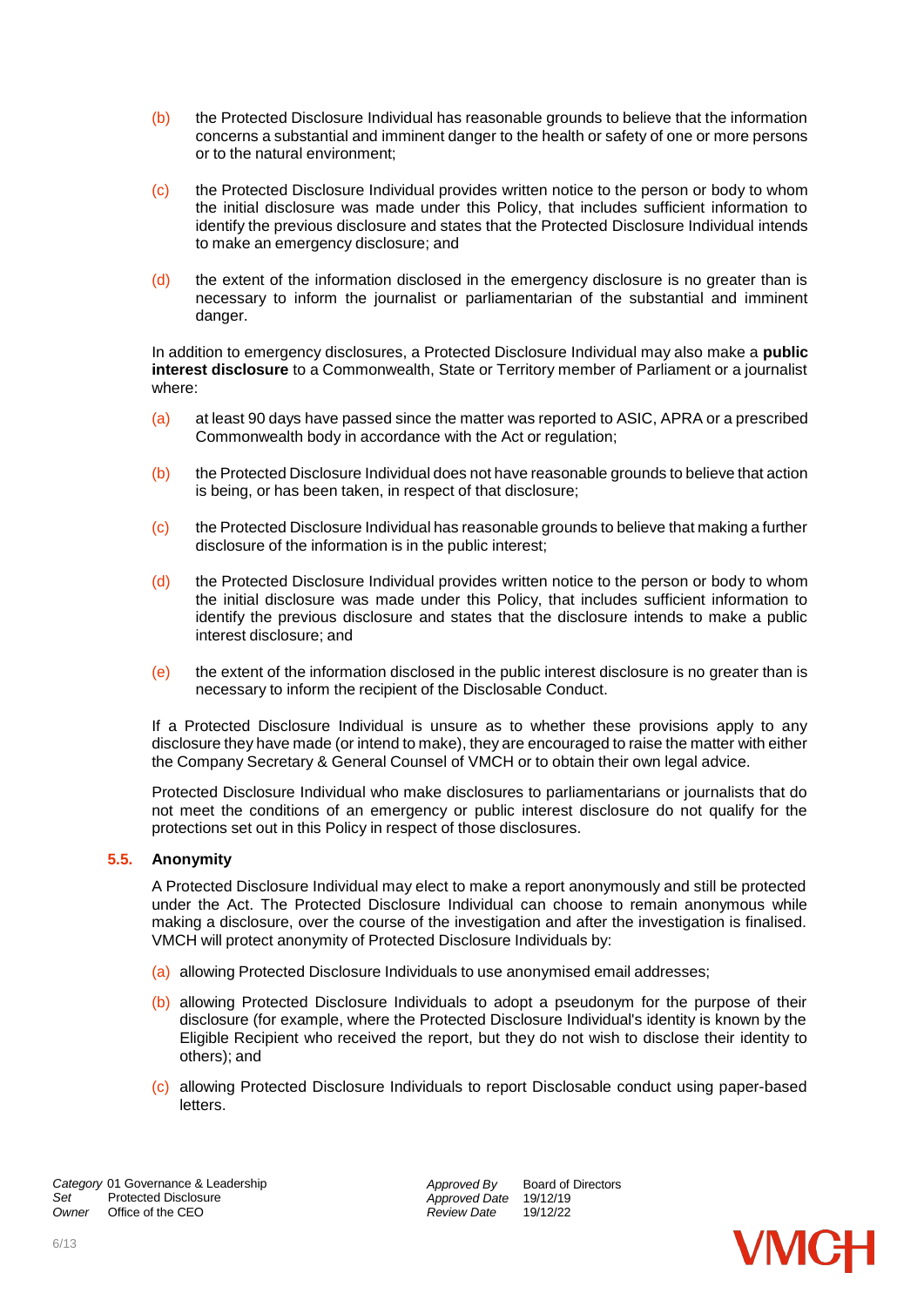(b) the Protected Disclosure Individual has reasonable grounds to believe that the information concerns a substantial and imminent danger to the health or safety of one or more persons or to the natural environment;

(c) the Protected Disclosure Individual provides written notice to the person or body to whom the initial disclosure was made under this Policy, that includes sufficient information to identify the previous disclosure and states that the Protected Disclosure Individual intends to make an emergency disclosure; and

(d) the extent of the information disclosed in the emergency disclosure is no greater than is necessary to inform the journalist or parliamentarian of the substantial and imminent danger.

In addition to emergency disclosures, a Protected Disclosure Individual may also make a **public interest disclosure** to a Commonwealth, State or Territory member of Parliament or a journalist where:

(a) at least 90 days have passed since the matter was reported to ASIC, APRA or a prescribed Commonwealth body in accordance with the Act or regulation;

(b) the Protected Disclosure Individual does not have reasonable grounds to believe that action is being, or has been taken, in respect of that disclosure;

(c) the Protected Disclosure Individual has reasonable grounds to believe that making a further disclosure of the information is in the public interest;

(d) the Protected Disclosure Individual provides written notice to the person or body to whom the initial disclosure was made under this Policy, that includes sufficient information to identify the previous disclosure and states that the disclosure intends to make a public interest disclosure; and

(e) the extent of the information disclosed in the public interest disclosure is no greater than is necessary to inform the recipient of the Disclosable Conduct.

If a Protected Disclosure Individual is unsure as to whether these provisions apply to any disclosure they have made (or intend to make), they are encouraged to raise the matter with either the Company Secretary & General Counsel of VMCH or to obtain their own legal advice.

Protected Disclosure Individual who make disclosures to parliamentarians or journalists that do not meet the conditions of an emergency or public interest disclosure do not qualify for the protections set out in this Policy in respect of those disclosures.

### 5.5. Anonymity

A Protected Disclosure Individual may elect to make a report anonymously and still be protected under the Act. The Protected Disclosure Individual can choose to remain anonymous while making a disclosure, over the course of the investigation and after the investigation is finalised. VMCH will protect anonymity of Protected Disclosure Individuals by:

(a) allowing Protected Disclosure Individuals to use anonymised email addresses;

(b) allowing Protected Disclosure Individuals to adopt a pseudonym for the purpose of their disclosure (for example, where the Protected Disclosure Individual's identity is known by the Eligible Recipient who received the report, but they do not wish to disclose their identity to others); and

(c) allowing Protected Disclosure Individuals to report Disclosable conduct using paper-based letters.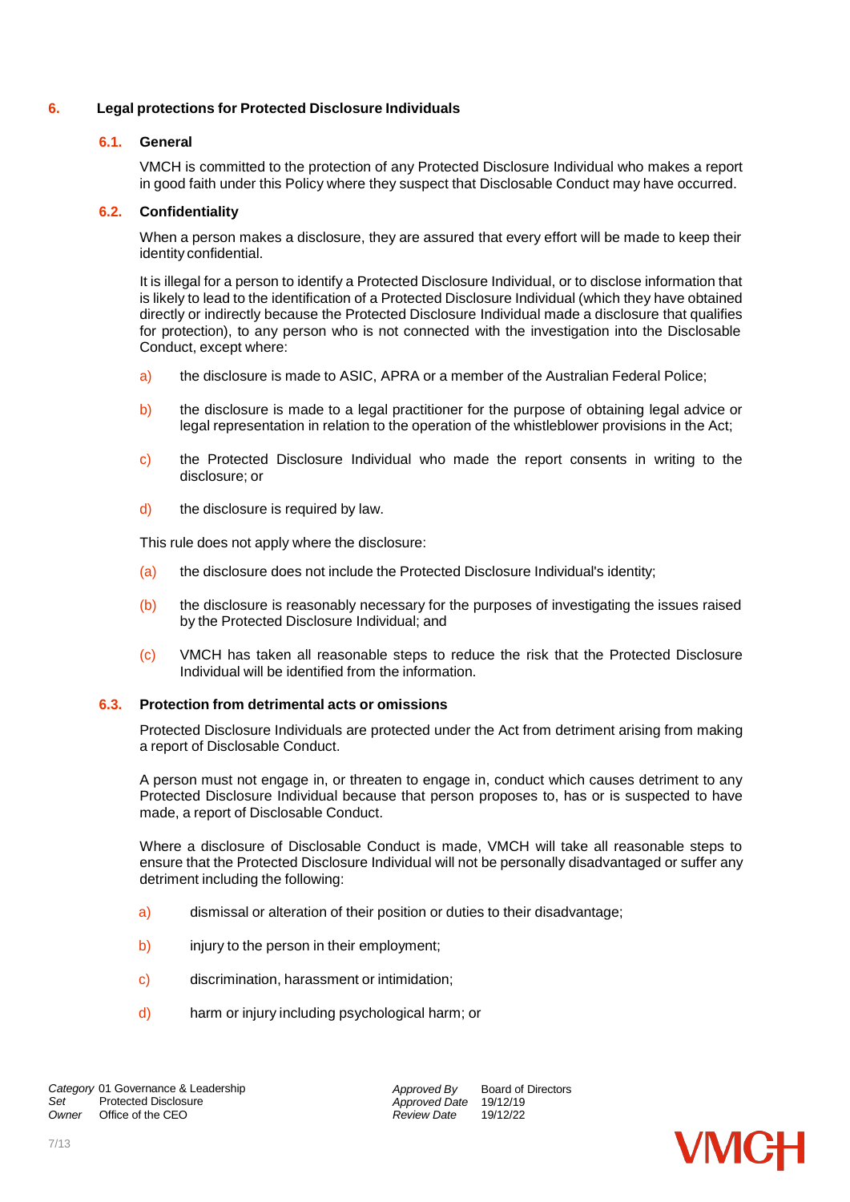## 6. Legal protections for Protected Disclosure Individuals

### 6.1. General

VMCH is committed to the protection of any Protected Disclosure Individual who makes a report in good faith under this Policy where they suspect that Disclosable Conduct may have occurred.

### 6.2. Confidentiality

When a person makes a disclosure, they are assured that every effort will be made to keep their identity confidential.

It is illegal for a person to identify a Protected Disclosure Individual, or to disclose information that is likely to lead to the identification of a Protected Disclosure Individual (which they have obtained directly or indirectly because the Protected Disclosure Individual made a disclosure that qualifies for protection), to any person who is not connected with the investigation into the Disclosable Conduct, except where:

a) the disclosure is made to ASIC, APRA or a member of the Australian Federal Police;

b) the disclosure is made to a legal practitioner for the purpose of obtaining legal advice or legal representation in relation to the operation of the whistleblower provisions in the Act;

c) the Protected Disclosure Individual who made the report consents in writing to the disclosure; or

d) the disclosure is required by law.

This rule does not apply where the disclosure:

(a) the disclosure does not include the Protected Disclosure Individual's identity;

(b) the disclosure is reasonably necessary for the purposes of investigating the issues raised by the Protected Disclosure Individual; and

(c) VMCH has taken all reasonable steps to reduce the risk that the Protected Disclosure Individual will be identified from the information.

### 6.3. Protection from detrimental acts or omissions

Protected Disclosure Individuals are protected under the Act from detriment arising from making a report of Disclosable Conduct.

A person must not engage in, or threaten to engage in, conduct which causes detriment to any Protected Disclosure Individual because that person proposes to, has or is suspected to have made, a report of Disclosable Conduct.

Where a disclosure of Disclosable Conduct is made, VMCH will take all reasonable steps to ensure that the Protected Disclosure Individual will not be personally disadvantaged or suffer any detriment including the following:

a) dismissal or alteration of their position or duties to their disadvantage;

b) injury to the person in their employment;

c) discrimination, harassment or intimidation;

d) harm or injury including psychological harm; or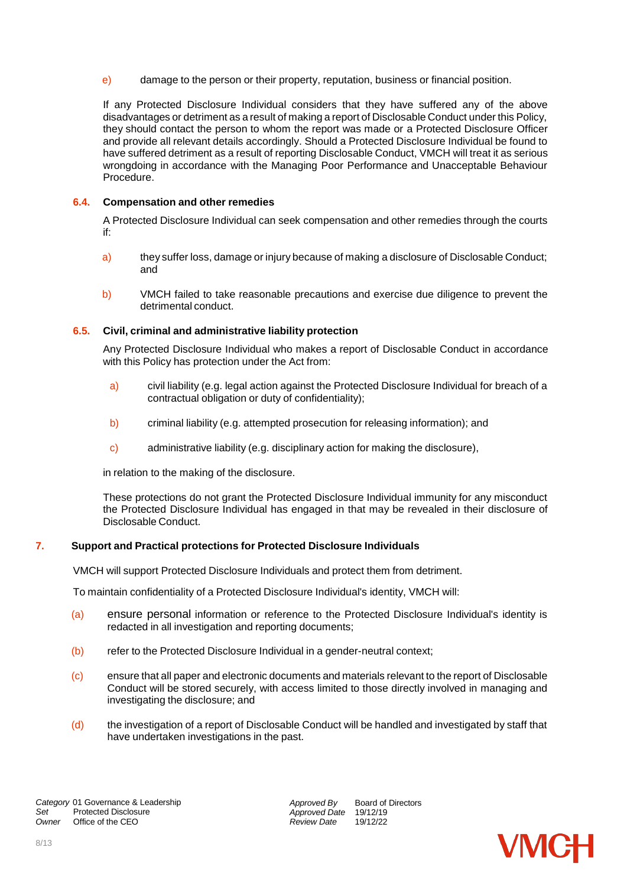e) damage to the person or their property, reputation, business or financial position.

If any Protected Disclosure Individual considers that they have suffered any of the above disadvantages or detriment as a result of making a report of Disclosable Conduct under this Policy, they should contact the person to whom the report was made or a Protected Disclosure Officer and provide all relevant details accordingly. Should a Protected Disclosure Individual be found to have suffered detriment as a result of reporting Disclosable Conduct, VMCH will treat it as serious wrongdoing in accordance with the Managing Poor Performance and Unacceptable Behaviour Procedure.

### 6.4. Compensation and other remedies

A Protected Disclosure Individual can seek compensation and other remedies through the courts if:

a) they suffer loss, damage or injury because of making a disclosure of Disclosable Conduct; and

b) VMCH failed to take reasonable precautions and exercise due diligence to prevent the detrimental conduct.

### 6.5. Civil, criminal and administrative liability protection

Any Protected Disclosure Individual who makes a report of Disclosable Conduct in accordance with this Policy has protection under the Act from:

a) civil liability (e.g. legal action against the Protected Disclosure Individual for breach of a contractual obligation or duty of confidentiality);

b) criminal liability (e.g. attempted prosecution for releasing information); and

c) administrative liability (e.g. disciplinary action for making the disclosure),

in relation to the making of the disclosure.

These protections do not grant the Protected Disclosure Individual immunity for any misconduct the Protected Disclosure Individual has engaged in that may be revealed in their disclosure of Disclosable Conduct.

## 7. Support and Practical protections for Protected Disclosure Individuals

VMCH will support Protected Disclosure Individuals and protect them from detriment.

To maintain confidentiality of a Protected Disclosure Individual's identity, VMCH will:

(a) ensure personal information or reference to the Protected Disclosure Individual's identity is redacted in all investigation and reporting documents;

(b) refer to the Protected Disclosure Individual in a gender-neutral context;

(c) ensure that all paper and electronic documents and materials relevant to the report of Disclosable Conduct will be stored securely, with access limited to those directly involved in managing and investigating the disclosure; and

(d) the investigation of a report of Disclosable Conduct will be handled and investigated by staff that have undertaken investigations in the past.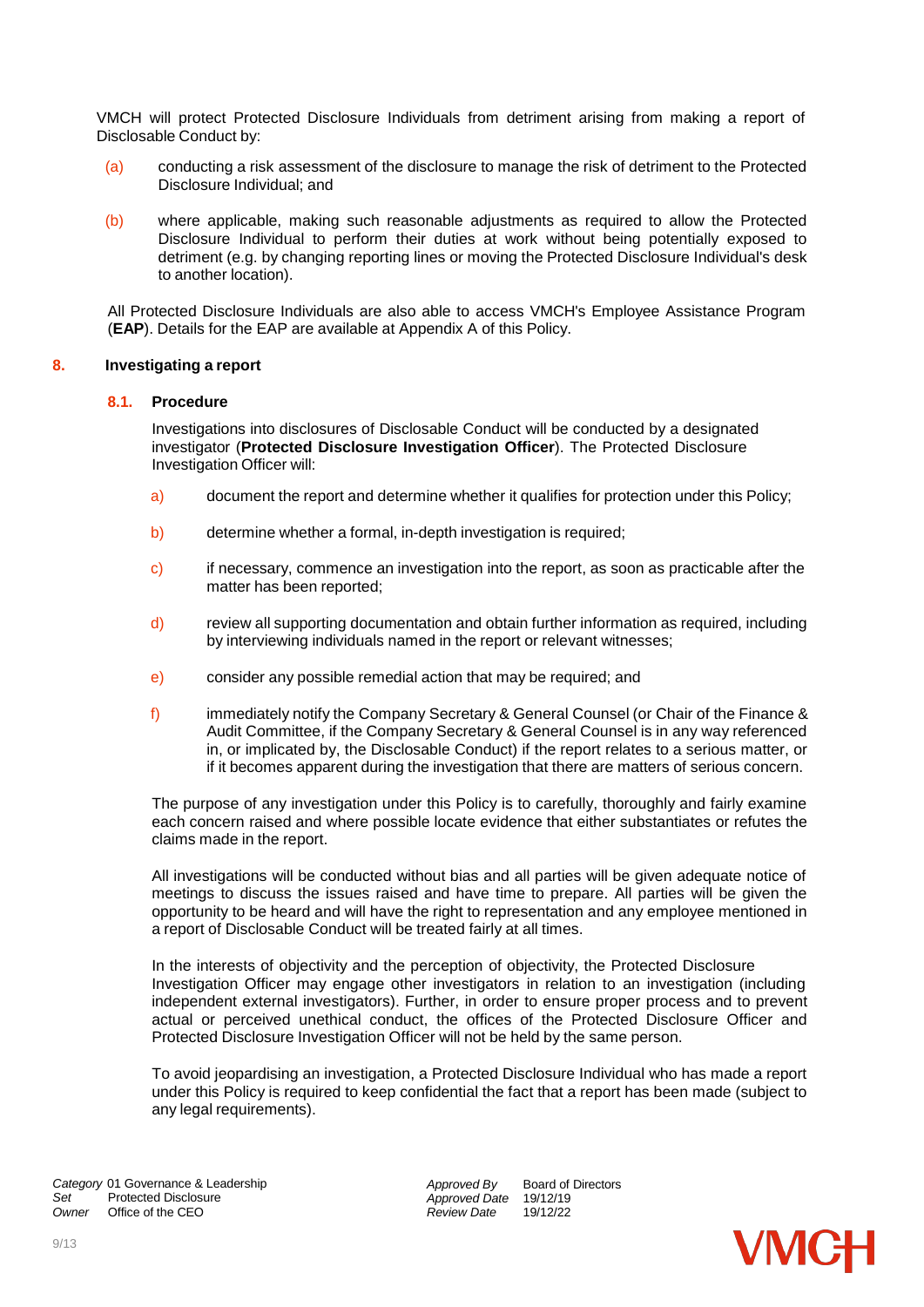VMCH will protect Protected Disclosure Individuals from detriment arising from making a report of Disclosable Conduct by:

(a) conducting a risk assessment of the disclosure to manage the risk of detriment to the Protected Disclosure Individual; and

(b) where applicable, making such reasonable adjustments as required to allow the Protected Disclosure Individual to perform their duties at work without being potentially exposed to detriment (e.g. by changing reporting lines or moving the Protected Disclosure Individual's desk to another location).

All Protected Disclosure Individuals are also able to access VMCH's Employee Assistance Program (**EAP**). Details for the EAP are available at Appendix A of this Policy.

## 8. Investigating a report

### 8.1. Procedure

Investigations into disclosures of Disclosable Conduct will be conducted by a designated investigator (**Protected Disclosure Investigation Officer**). The Protected Disclosure Investigation Officer will:

a) document the report and determine whether it qualifies for protection under this Policy;

b) determine whether a formal, in-depth investigation is required;

c) if necessary, commence an investigation into the report, as soon as practicable after the matter has been reported;

d) review all supporting documentation and obtain further information as required, including by interviewing individuals named in the report or relevant witnesses;

e) consider any possible remedial action that may be required; and

f) immediately notify the Company Secretary & General Counsel (or Chair of the Finance & Audit Committee, if the Company Secretary & General Counsel is in any way referenced in, or implicated by, the Disclosable Conduct) if the report relates to a serious matter, or if it becomes apparent during the investigation that there are matters of serious concern.

The purpose of any investigation under this Policy is to carefully, thoroughly and fairly examine each concern raised and where possible locate evidence that either substantiates or refutes the claims made in the report.

All investigations will be conducted without bias and all parties will be given adequate notice of meetings to discuss the issues raised and have time to prepare. All parties will be given the opportunity to be heard and will have the right to representation and any employee mentioned in a report of Disclosable Conduct will be treated fairly at all times.

In the interests of objectivity and the perception of objectivity, the Protected Disclosure Investigation Officer may engage other investigators in relation to an investigation (including independent external investigators). Further, in order to ensure proper process and to prevent actual or perceived unethical conduct, the offices of the Protected Disclosure Officer and Protected Disclosure Investigation Officer will not be held by the same person.

To avoid jeopardising an investigation, a Protected Disclosure Individual who has made a report under this Policy is required to keep confidential the fact that a report has been made (subject to any legal requirements).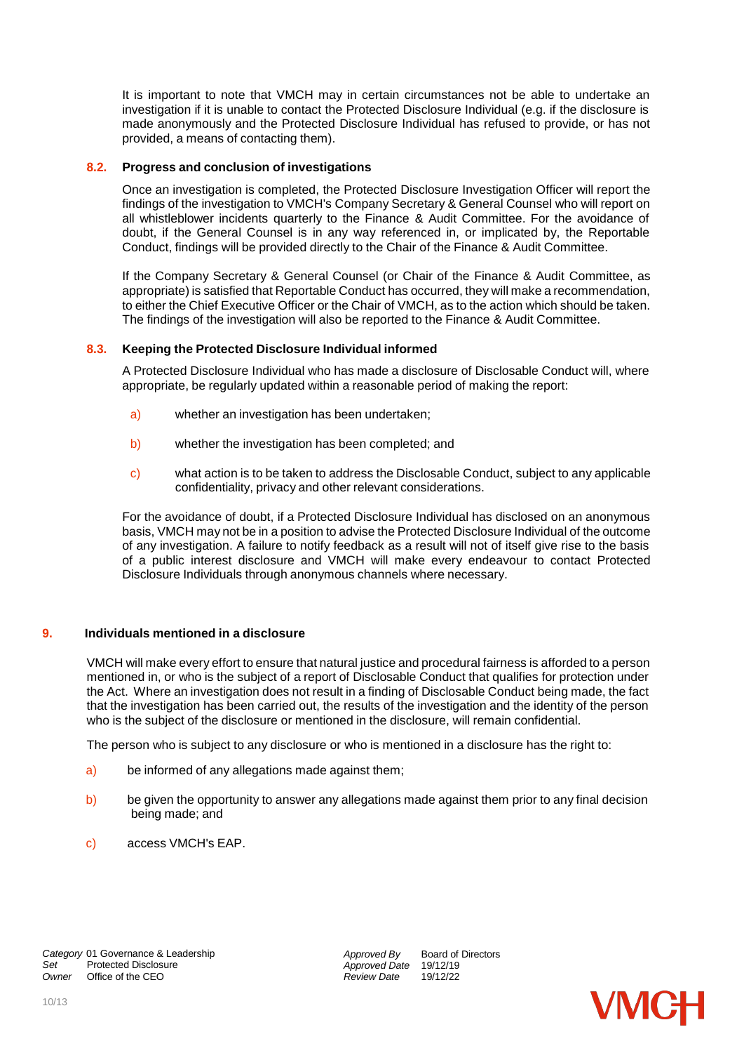It is important to note that VMCH may in certain circumstances not be able to undertake an investigation if it is unable to contact the Protected Disclosure Individual (e.g. if the disclosure is made anonymously and the Protected Disclosure Individual has refused to provide, or has not provided, a means of contacting them).

### 8.2. Progress and conclusion of investigations

Once an investigation is completed, the Protected Disclosure Investigation Officer will report the findings of the investigation to VMCH's Company Secretary & General Counsel who will report on all whistleblower incidents quarterly to the Finance & Audit Committee. For the avoidance of doubt, if the General Counsel is in any way referenced in, or implicated by, the Reportable Conduct, findings will be provided directly to the Chair of the Finance & Audit Committee.

If the Company Secretary & General Counsel (or Chair of the Finance & Audit Committee, as appropriate) is satisfied that Reportable Conduct has occurred, they will make a recommendation, to either the Chief Executive Officer or the Chair of VMCH, as to the action which should be taken. The findings of the investigation will also be reported to the Finance & Audit Committee.

### 8.3. Keeping the Protected Disclosure Individual informed

A Protected Disclosure Individual who has made a disclosure of Disclosable Conduct will, where appropriate, be regularly updated within a reasonable period of making the report:

a) whether an investigation has been undertaken;

b) whether the investigation has been completed; and

c) what action is to be taken to address the Disclosable Conduct, subject to any applicable confidentiality, privacy and other relevant considerations.

For the avoidance of doubt, if a Protected Disclosure Individual has disclosed on an anonymous basis, VMCH may not be in a position to advise the Protected Disclosure Individual of the outcome of any investigation. A failure to notify feedback as a result will not of itself give rise to the basis of a public interest disclosure and VMCH will make every endeavour to contact Protected Disclosure Individuals through anonymous channels where necessary.

## 9. Individuals mentioned in a disclosure

VMCH will make every effort to ensure that natural justice and procedural fairness is afforded to a person mentioned in, or who is the subject of a report of Disclosable Conduct that qualifies for protection under the Act. Where an investigation does not result in a finding of Disclosable Conduct being made, the fact that the investigation has been carried out, the results of the investigation and the identity of the person who is the subject of the disclosure or mentioned in the disclosure, will remain confidential.

The person who is subject to any disclosure or who is mentioned in a disclosure has the right to:

a) be informed of any allegations made against them;

b) be given the opportunity to answer any allegations made against them prior to any final decision being made; and

c) access VMCH's EAP.

| | | | |
|---|---|---|---|
| *Category* | 01 Governance & Leadership | *Approved By* | Board of Directors |
| *Set* | Protected Disclosure | *Approved Date* | 19/12/19 |
| *Owner* | Office of the CEO | *Review Date* | 19/12/22 |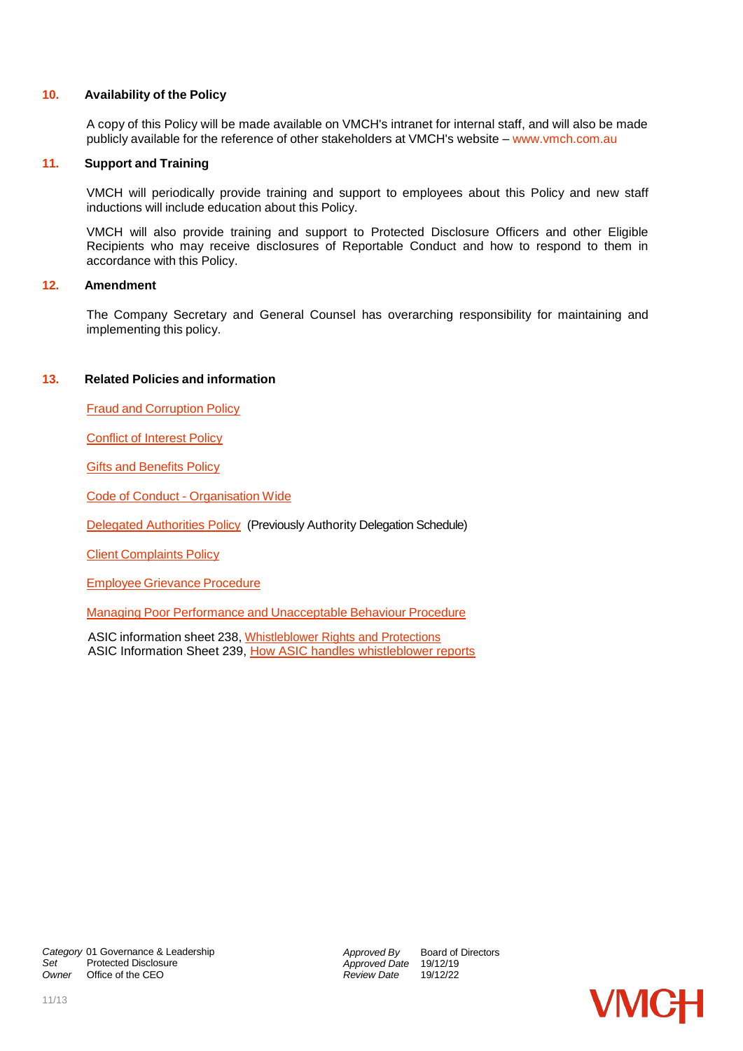## 10. Availability of the Policy

A copy of this Policy will be made available on VMCH's intranet for internal staff, and will also be made publicly available for the reference of other stakeholders at VMCH's website – www.vmch.com.au

## 11. Support and Training

VMCH will periodically provide training and support to employees about this Policy and new staff inductions will include education about this Policy.

VMCH will also provide training and support to Protected Disclosure Officers and other Eligible Recipients who may receive disclosures of Reportable Conduct and how to respond to them in accordance with this Policy.

## 12. Amendment

The Company Secretary and General Counsel has overarching responsibility for maintaining and implementing this policy.

## 13. Related Policies and information

Fraud and Corruption Policy

Conflict of Interest Policy

Gifts and Benefits Policy

Code of Conduct - Organisation Wide

Delegated Authorities Policy (Previously Authority Delegation Schedule)

Client Complaints Policy

Employee Grievance Procedure

Managing Poor Performance and Unacceptable Behaviour Procedure

ASIC information sheet 238, Whistleblower Rights and Protections
ASIC Information Sheet 239, How ASIC handles whistleblower reports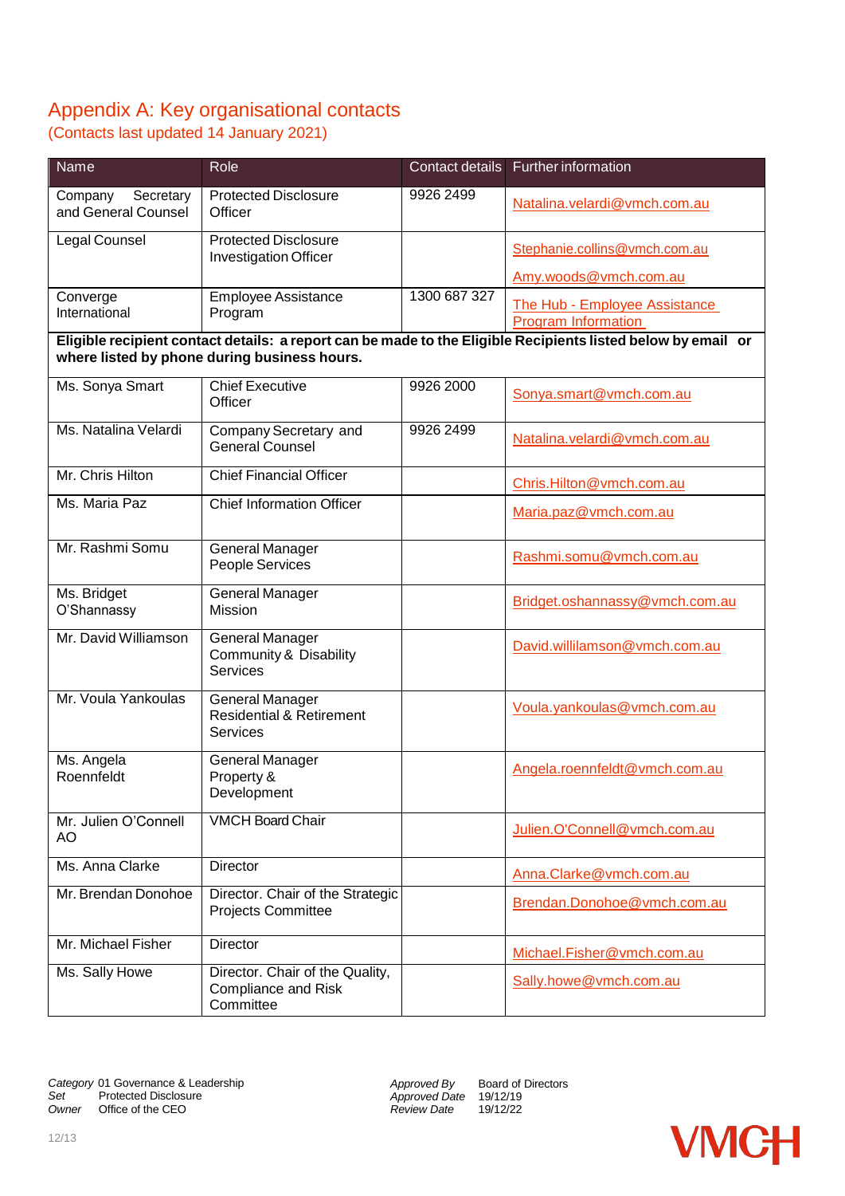## Appendix A: Key organisational contacts

(Contacts last updated 14 January 2021)

| Name | Role | Contact details | Further information |
|---|---|---|---|
| Company Secretary and General Counsel | Protected Disclosure Officer | 9926 2499 | Natalina.velardi@vmch.com.au |
| Legal Counsel | Protected Disclosure Investigation Officer | | Stephanie.collins@vmch.com.au<br>Amy.woods@vmch.com.au |
| Converge International | Employee Assistance Program | 1300 687 327 | The Hub - Employee Assistance Program Information |
| **Eligible recipient contact details: a report can be made to the Eligible Recipients listed below by email or where listed by phone during business hours.** | | | |
| Ms. Sonya Smart | Chief Executive Officer | 9926 2000 | Sonya.smart@vmch.com.au |
| Ms. Natalina Velardi | Company Secretary and General Counsel | 9926 2499 | Natalina.velardi@vmch.com.au |
| Mr. Chris Hilton | Chief Financial Officer | | Chris.Hilton@vmch.com.au |
| Ms. Maria Paz | Chief Information Officer | | Maria.paz@vmch.com.au |
| Mr. Rashmi Somu | General Manager People Services | | Rashmi.somu@vmch.com.au |
| Ms. Bridget O'Shannassy | General Manager Mission | | Bridget.oshannassy@vmch.com.au |
| Mr. David Williamson | General Manager Community & Disability Services | | David.willilamson@vmch.com.au |
| Mr. Voula Yankoulas | General Manager Residential & Retirement Services | | Voula.yankoulas@vmch.com.au |
| Ms. Angela Roennfeldt | General Manager Property & Development | | Angela.roennfeldt@vmch.com.au |
| Mr. Julien O'Connell AO | VMCH Board Chair | | Julien.O'Connell@vmch.com.au |
| Ms. Anna Clarke | Director | | Anna.Clarke@vmch.com.au |
| Mr. Brendan Donohoe | Director. Chair of the Strategic Projects Committee | | Brendan.Donohoe@vmch.com.au |
| Mr. Michael Fisher | Director | | Michael.Fisher@vmch.com.au |
| Ms. Sally Howe | Director. Chair of the Quality, Compliance and Risk Committee | | Sally.howe@vmch.com.au |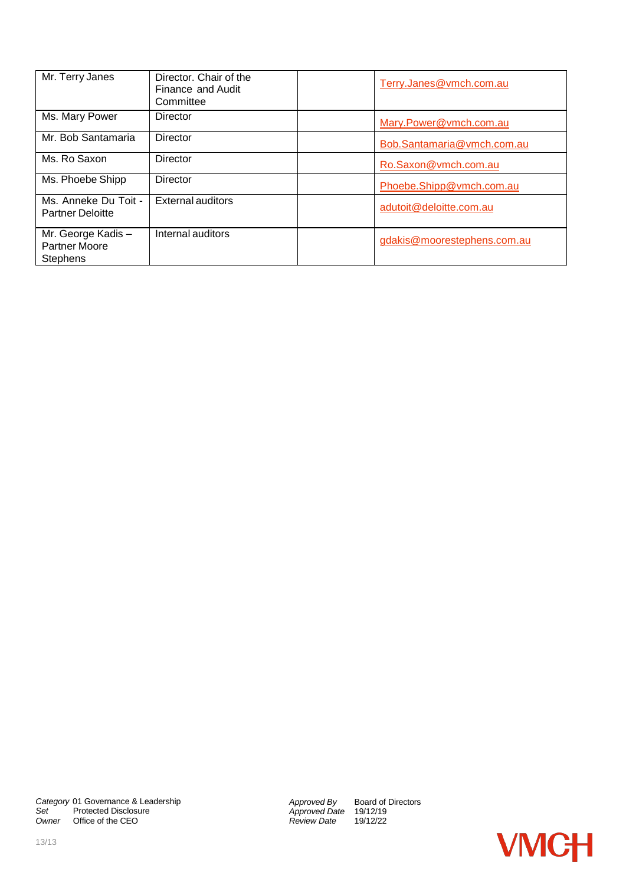| | | | |
|---|---|---|---|
| Mr. Terry Janes | Director. Chair of the Finance and Audit Committee | | Terry.Janes@vmch.com.au |
| Ms. Mary Power | Director | | Mary.Power@vmch.com.au |
| Mr. Bob Santamaria | Director | | Bob.Santamaria@vmch.com.au |
| Ms. Ro Saxon | Director | | Ro.Saxon@vmch.com.au |
| Ms. Phoebe Shipp | Director | | Phoebe.Shipp@vmch.com.au |
| Ms. Anneke Du Toit - Partner Deloitte | External auditors | | adutoit@deloitte.com.au |
| Mr. George Kadis – Partner Moore Stephens | Internal auditors | | gdakis@moorestephens.com.au |

*Category* 01 Governance & Leadership
*Set* Protected Disclosure
*Owner* Office of the CEO

*Approved By* Board of Directors
*Approved Date* 19/12/19
*Review Date* 19/12/22